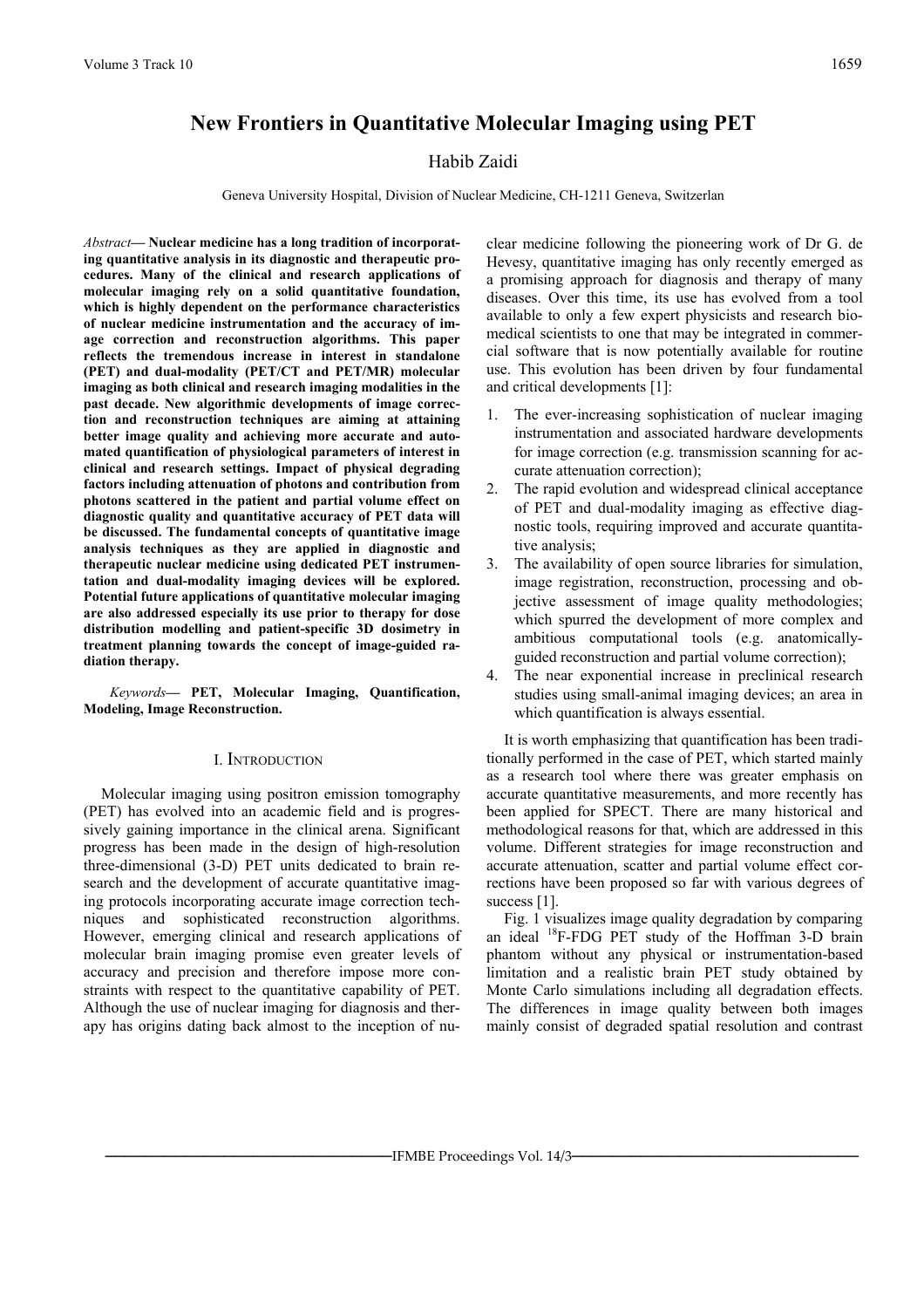# New Frontiers in Quantitative Molecular Imaging using PET

Habib Zaidi

Geneva University Hospital, Division of Nuclear Medicine, CH-1211 Geneva, Switzerlan

*Abstract*— **Nuclear medicine has a long tradition of incorporating quantitative analysis in its diagnostic and therapeutic procedures. Many of the clinical and research applications of molecular imaging rely on a solid quantitative foundation, which is highly dependent on the performance characteristics of nuclear medicine instrumentation and the accuracy of image correction and reconstruction algorithms. This paper reflects the tremendous increase in interest in standalone (PET) and dual-modality (PET/CT and PET/MR) molecular imaging as both clinical and research imaging modalities in the past decade. New algorithmic developments of image correction and reconstruction techniques are aiming at attaining better image quality and achieving more accurate and automated quantification of physiological parameters of interest in clinical and research settings. Impact of physical degrading factors including attenuation of photons and contribution from photons scattered in the patient and partial volume effect on diagnostic quality and quantitative accuracy of PET data will be discussed. The fundamental concepts of quantitative image analysis techniques as they are applied in diagnostic and therapeutic nuclear medicine using dedicated PET instrumentation and dual-modality imaging devices will be explored. Potential future applications of quantitative molecular imaging are also addressed especially its use prior to therapy for dose distribution modelling and patient-specific 3D dosimetry in treatment planning towards the concept of image-guided radiation therapy.**

*Keywords*— **PET, Molecular Imaging, Quantification, Modeling, Image Reconstruction.**

## I. Introduction

Molecular imaging using positron emission tomography (PET) has evolved into an academic field and is progressively gaining importance in the clinical arena. Significant progress has been made in the design of high-resolution three-dimensional (3-D) PET units dedicated to brain research and the development of accurate quantitative imaging protocols incorporating accurate image correction techniques and sophisticated reconstruction algorithms. However, emerging clinical and research applications of molecular brain imaging promise even greater levels of accuracy and precision and therefore impose more constraints with respect to the quantitative capability of PET. Although the use of nuclear imaging for diagnosis and therapy has origins dating back almost to the inception of nuclear medicine following the pioneering work of Dr G. de Hevesy, quantitative imaging has only recently emerged as a promising approach for diagnosis and therapy of many diseases. Over this time, its use has evolved from a tool available to only a few expert physicists and research biomedical scientists to one that may be integrated in commercial software that is now potentially available for routine use. This evolution has been driven by four fundamental and critical developments [1]:

1. The ever-increasing sophistication of nuclear imaging instrumentation and associated hardware developments for image correction (e.g. transmission scanning for accurate attenuation correction);
2. The rapid evolution and widespread clinical acceptance of PET and dual-modality imaging as effective diagnostic tools, requiring improved and accurate quantitative analysis;
3. The availability of open source libraries for simulation, image registration, reconstruction, processing and objective assessment of image quality methodologies; which spurred the development of more complex and ambitious computational tools (e.g. anatomically-guided reconstruction and partial volume correction);
4. The near exponential increase in preclinical research studies using small-animal imaging devices; an area in which quantification is always essential.

It is worth emphasizing that quantification has been traditionally performed in the case of PET, which started mainly as a research tool where there was greater emphasis on accurate quantitative measurements, and more recently has been applied for SPECT. There are many historical and methodological reasons for that, which are addressed in this volume. Different strategies for image reconstruction and accurate attenuation, scatter and partial volume effect corrections have been proposed so far with various degrees of success [1].

Fig. 1 visualizes image quality degradation by comparing an ideal $^{18}$F-FDG PET study of the Hoffman 3-D brain phantom without any physical or instrumentation-based limitation and a realistic brain PET study obtained by Monte Carlo simulations including all degradation effects. The differences in image quality between both images mainly consist of degraded spatial resolution and contrast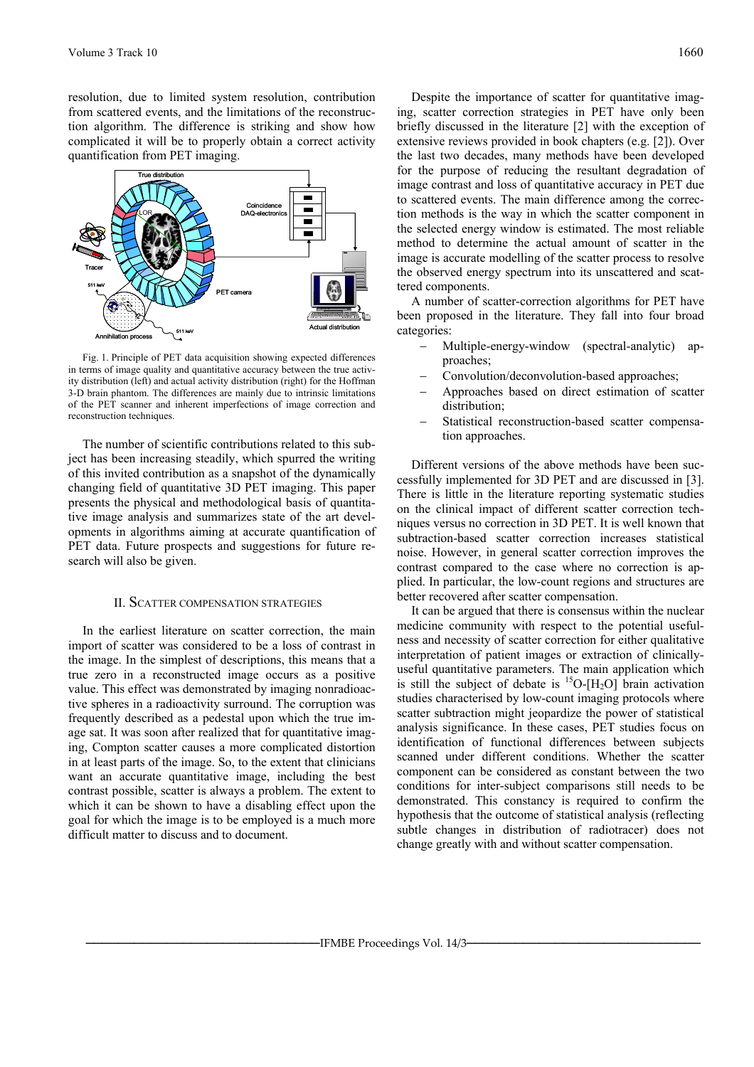resolution, due to limited system resolution, contribution from scattered events, and the limitations of the reconstruction algorithm. The difference is striking and show how complicated it will be to properly obtain a correct activity quantification from PET imaging.

Fig. 1. Principle of PET data acquisition showing expected differences in terms of image quality and quantitative accuracy between the true activity distribution (left) and actual activity distribution (right) for the Hoffman 3-D brain phantom. The differences are mainly due to intrinsic limitations of the PET scanner and inherent imperfections of image correction and reconstruction techniques.

The number of scientific contributions related to this subject has been increasing steadily, which spurred the writing of this invited contribution as a snapshot of the dynamically changing field of quantitative 3D PET imaging. This paper presents the physical and methodological basis of quantitative image analysis and summarizes state of the art developments in algorithms aiming at accurate quantification of PET data. Future prospects and suggestions for future research will also be given.

## II. Scatter compensation strategies

In the earliest literature on scatter correction, the main import of scatter was considered to be a loss of contrast in the image. In the simplest of descriptions, this means that a true zero in a reconstructed image occurs as a positive value. This effect was demonstrated by imaging nonradioactive spheres in a radioactivity surround. The corruption was frequently described as a pedestal upon which the true image sat. It was soon after realized that for quantitative imaging, Compton scatter causes a more complicated distortion in at least parts of the image. So, to the extent that clinicians want an accurate quantitative image, including the best contrast possible, scatter is always a problem. The extent to which it can be shown to have a disabling effect upon the goal for which the image is to be employed is a much more difficult matter to discuss and to document.

Despite the importance of scatter for quantitative imaging, scatter correction strategies in PET have only been briefly discussed in the literature [2] with the exception of extensive reviews provided in book chapters (e.g. [2]). Over the last two decades, many methods have been developed for the purpose of reducing the resultant degradation of image contrast and loss of quantitative accuracy in PET due to scattered events. The main difference among the correction methods is the way in which the scatter component in the selected energy window is estimated. The most reliable method to determine the actual amount of scatter in the image is accurate modelling of the scatter process to resolve the observed energy spectrum into its unscattered and scattered components.

A number of scatter-correction algorithms for PET have been proposed in the literature. They fall into four broad categories:

- Multiple-energy-window (spectral-analytic) approaches;
- Convolution/deconvolution-based approaches;
- Approaches based on direct estimation of scatter distribution;
- Statistical reconstruction-based scatter compensation approaches.

Different versions of the above methods have been successfully implemented for 3D PET and are discussed in [3]. There is little in the literature reporting systematic studies on the clinical impact of different scatter correction techniques versus no correction in 3D PET. It is well known that subtraction-based scatter correction increases statistical noise. However, in general scatter correction improves the contrast compared to the case where no correction is applied. In particular, the low-count regions and structures are better recovered after scatter compensation.

It can be argued that there is consensus within the nuclear medicine community with respect to the potential usefulness and necessity of scatter correction for either qualitative interpretation of patient images or extraction of clinically-useful quantitative parameters. The main application which is still the subject of debate is $^{15}O$-[$H_2O$] brain activation studies characterised by low-count imaging protocols where scatter subtraction might jeopardize the power of statistical analysis significance. In these cases, PET studies focus on identification of functional differences between subjects scanned under different conditions. Whether the scatter component can be considered as constant between the two conditions for inter-subject comparisons still needs to be demonstrated. This constancy is required to confirm the hypothesis that the outcome of statistical analysis (reflecting subtle changes in distribution of radiotracer) does not change greatly with and without scatter compensation.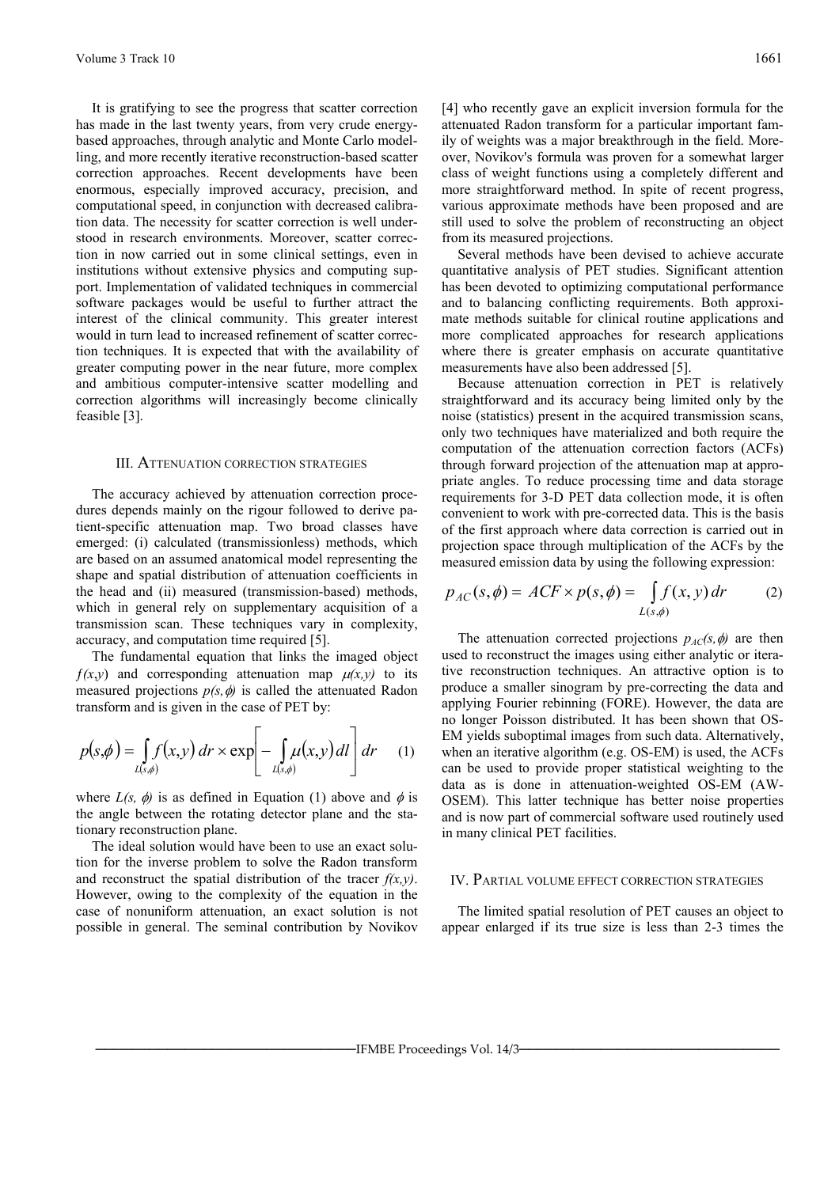It is gratifying to see the progress that scatter correction has made in the last twenty years, from very crude energy-based approaches, through analytic and Monte Carlo modelling, and more recently iterative reconstruction-based scatter correction approaches. Recent developments have been enormous, especially improved accuracy, precision, and computational speed, in conjunction with decreased calibration data. The necessity for scatter correction is well understood in research environments. Moreover, scatter correction in now carried out in some clinical settings, even in institutions without extensive physics and computing support. Implementation of validated techniques in commercial software packages would be useful to further attract the interest of the clinical community. This greater interest would in turn lead to increased refinement of scatter correction techniques. It is expected that with the availability of greater computing power in the near future, more complex and ambitious computer-intensive scatter modelling and correction algorithms will increasingly become clinically feasible [3].

## III. Attenuation correction strategies

The accuracy achieved by attenuation correction procedures depends mainly on the rigour followed to derive patient-specific attenuation map. Two broad classes have emerged: (i) calculated (transmissionless) methods, which are based on an assumed anatomical model representing the shape and spatial distribution of attenuation coefficients in the head and (ii) measured (transmission-based) methods, which in general rely on supplementary acquisition of a transmission scan. These techniques vary in complexity, accuracy, and computation time required [5].

The fundamental equation that links the imaged object $f(x,y)$ and corresponding attenuation map $\mu(x,y)$ to its measured projections $p(s,\phi)$ is called the attenuated Radon transform and is given in the case of PET by:

$$p(s,\phi) = \int_{L(s,\phi)} f(x,y)\, dr \times \exp\left[ - \int_{L(s,\phi)} \mu(x,y)\, dl \right] dr \qquad (1)$$

where $L(s, \phi)$ is as defined in Equation (1) above and $\phi$ is the angle between the rotating detector plane and the stationary reconstruction plane.

The ideal solution would have been to use an exact solution for the inverse problem to solve the Radon transform and reconstruct the spatial distribution of the tracer $f(x,y)$. However, owing to the complexity of the equation in the case of nonuniform attenuation, an exact solution is not possible in general. The seminal contribution by Novikov [4] who recently gave an explicit inversion formula for the attenuated Radon transform for a particular important family of weights was a major breakthrough in the field. Moreover, Novikov's formula was proven for a somewhat larger class of weight functions using a completely different and more straightforward method. In spite of recent progress, various approximate methods have been proposed and are still used to solve the problem of reconstructing an object from its measured projections.

Several methods have been devised to achieve accurate quantitative analysis of PET studies. Significant attention has been devoted to optimizing computational performance and to balancing conflicting requirements. Both approximate methods suitable for clinical routine applications and more complicated approaches for research applications where there is greater emphasis on accurate quantitative measurements have also been addressed [5].

Because attenuation correction in PET is relatively straightforward and its accuracy being limited only by the noise (statistics) present in the acquired transmission scans, only two techniques have materialized and both require the computation of the attenuation correction factors (ACFs) through forward projection of the attenuation map at appropriate angles. To reduce processing time and data storage requirements for 3-D PET data collection mode, it is often convenient to work with pre-corrected data. This is the basis of the first approach where data correction is carried out in projection space through multiplication of the ACFs by the measured emission data by using the following expression:

$$p_{AC}(s,\phi) = ACF \times p(s,\phi) = \int_{L(s,\phi)} f(x,y)\, dr \qquad (2)$$

The attenuation corrected projections $p_{AC}(s,\phi)$ are then used to reconstruct the images using either analytic or iterative reconstruction techniques. An attractive option is to produce a smaller sinogram by pre-correcting the data and applying Fourier rebinning (FORE). However, the data are no longer Poisson distributed. It has been shown that OS-EM yields suboptimal images from such data. Alternatively, when an iterative algorithm (e.g. OS-EM) is used, the ACFs can be used to provide proper statistical weighting to the data as is done in attenuation-weighted OS-EM (AW-OSEM). This latter technique has better noise properties and is now part of commercial software used routinely used in many clinical PET facilities.

## IV. Partial volume effect correction strategies

The limited spatial resolution of PET causes an object to appear enlarged if its true size is less than 2-3 times the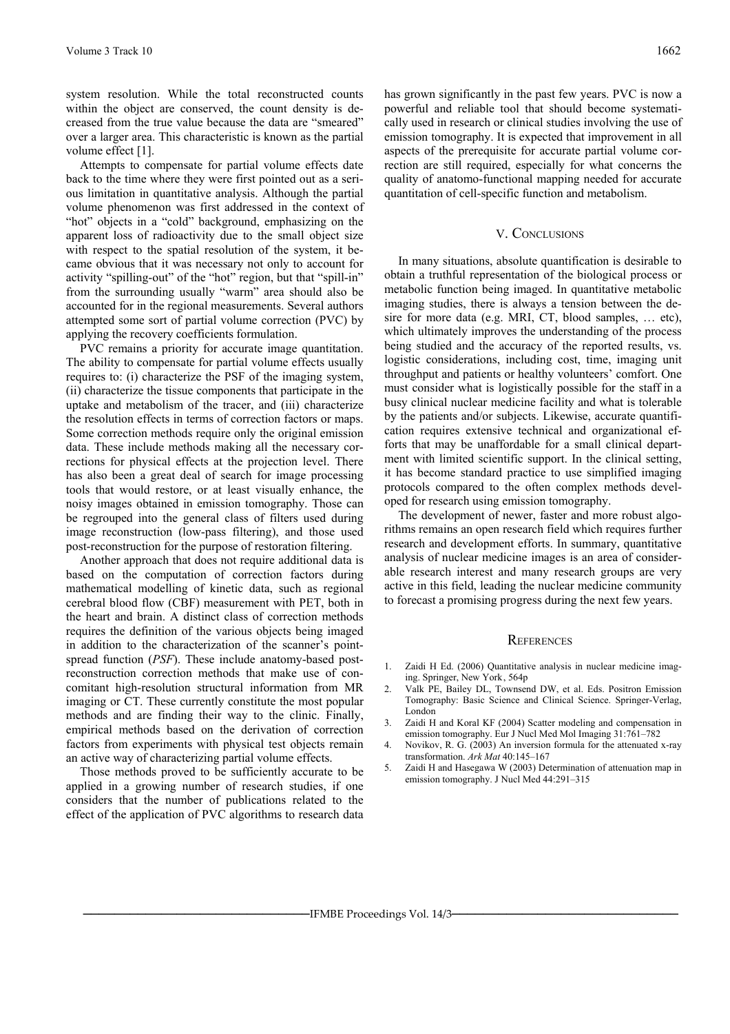system resolution. While the total reconstructed counts within the object are conserved, the count density is decreased from the true value because the data are "smeared" over a larger area. This characteristic is known as the partial volume effect [1].

Attempts to compensate for partial volume effects date back to the time where they were first pointed out as a serious limitation in quantitative analysis. Although the partial volume phenomenon was first addressed in the context of "hot" objects in a "cold" background, emphasizing on the apparent loss of radioactivity due to the small object size with respect to the spatial resolution of the system, it became obvious that it was necessary not only to account for activity "spilling-out" of the "hot" region, but that "spill-in" from the surrounding usually "warm" area should also be accounted for in the regional measurements. Several authors attempted some sort of partial volume correction (PVC) by applying the recovery coefficients formulation.

PVC remains a priority for accurate image quantitation. The ability to compensate for partial volume effects usually requires to: (i) characterize the PSF of the imaging system, (ii) characterize the tissue components that participate in the uptake and metabolism of the tracer, and (iii) characterize the resolution effects in terms of correction factors or maps. Some correction methods require only the original emission data. These include methods making all the necessary corrections for physical effects at the projection level. There has also been a great deal of search for image processing tools that would restore, or at least visually enhance, the noisy images obtained in emission tomography. Those can be regrouped into the general class of filters used during image reconstruction (low-pass filtering), and those used post-reconstruction for the purpose of restoration filtering.

Another approach that does not require additional data is based on the computation of correction factors during mathematical modelling of kinetic data, such as regional cerebral blood flow (CBF) measurement with PET, both in the heart and brain. A distinct class of correction methods requires the definition of the various objects being imaged in addition to the characterization of the scanner's point-spread function (*PSF*). These include anatomy-based post-reconstruction correction methods that make use of concomitant high-resolution structural information from MR imaging or CT. These currently constitute the most popular methods and are finding their way to the clinic. Finally, empirical methods based on the derivation of correction factors from experiments with physical test objects remain an active way of characterizing partial volume effects.

Those methods proved to be sufficiently accurate to be applied in a growing number of research studies, if one considers that the number of publications related to the effect of the application of PVC algorithms to research data has grown significantly in the past few years. PVC is now a powerful and reliable tool that should become systematically used in research or clinical studies involving the use of emission tomography. It is expected that improvement in all aspects of the prerequisite for accurate partial volume correction are still required, especially for what concerns the quality of anatomo-functional mapping needed for accurate quantitation of cell-specific function and metabolism.

## V. Conclusions

In many situations, absolute quantification is desirable to obtain a truthful representation of the biological process or metabolic function being imaged. In quantitative metabolic imaging studies, there is always a tension between the desire for more data (e.g. MRI, CT, blood samples, … etc), which ultimately improves the understanding of the process being studied and the accuracy of the reported results, vs. logistic considerations, including cost, time, imaging unit throughput and patients or healthy volunteers' comfort. One must consider what is logistically possible for the staff in a busy clinical nuclear medicine facility and what is tolerable by the patients and/or subjects. Likewise, accurate quantification requires extensive technical and organizational efforts that may be unaffordable for a small clinical department with limited scientific support. In the clinical setting, it has become standard practice to use simplified imaging protocols compared to the often complex methods developed for research using emission tomography.

The development of newer, faster and more robust algorithms remains an open research field which requires further research and development efforts. In summary, quantitative analysis of nuclear medicine images is an area of considerable research interest and many research groups are very active in this field, leading the nuclear medicine community to forecast a promising progress during the next few years.

## References

1. Zaidi H Ed. (2006) Quantitative analysis in nuclear medicine imaging. Springer, New York, 564p
2. Valk PE, Bailey DL, Townsend DW, et al. Eds. Positron Emission Tomography: Basic Science and Clinical Science. Springer-Verlag, London
3. Zaidi H and Koral KF (2004) Scatter modeling and compensation in emission tomography. Eur J Nucl Med Mol Imaging 31:761–782
4. Novikov, R. G. (2003) An inversion formula for the attenuated x-ray transformation. *Ark Mat* 40:145–167
5. Zaidi H and Hasegawa W (2003) Determination of attenuation map in emission tomography. J Nucl Med 44:291–315